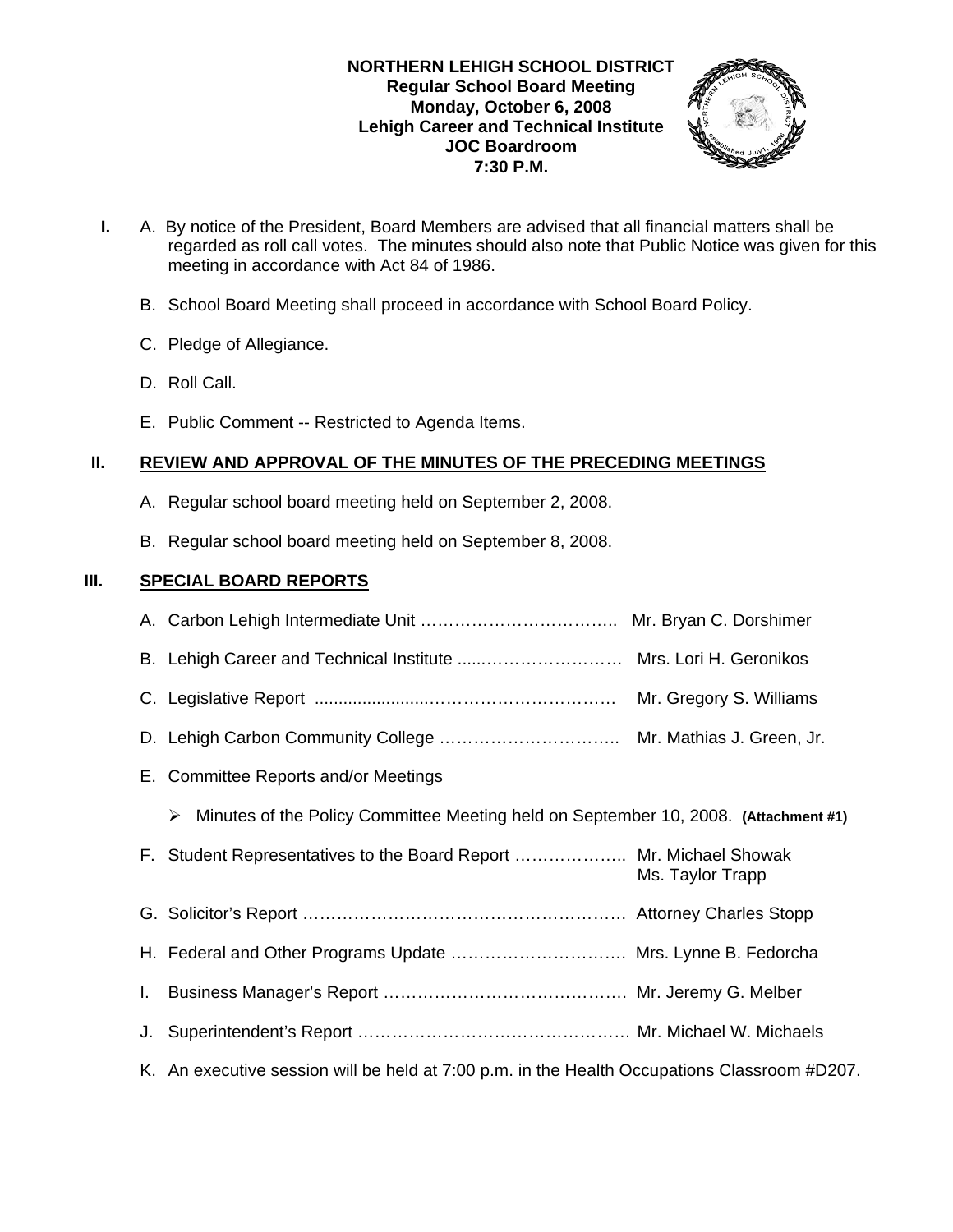**NORTHERN LEHIGH SCHOOL DISTRICT**
**Regular School Board Meeting**
**Monday, October 6, 2008**
**Lehigh Career and Technical Institute**
**JOC Boardroom**
**7:30 P.M.**

**I.** A. By notice of the President, Board Members are advised that all financial matters shall be regarded as roll call votes. The minutes should also note that Public Notice was given for this meeting in accordance with Act 84 of 1986.

B. School Board Meeting shall proceed in accordance with School Board Policy.

C. Pledge of Allegiance.

D. Roll Call.

E. Public Comment -- Restricted to Agenda Items.

## II. REVIEW AND APPROVAL OF THE MINUTES OF THE PRECEDING MEETINGS

A. Regular school board meeting held on September 2, 2008.

B. Regular school board meeting held on September 8, 2008.

## III. SPECIAL BOARD REPORTS

A. Carbon Lehigh Intermediate Unit …………………………….. Mr. Bryan C. Dorshimer

B. Lehigh Career and Technical Institute ......……………………… Mrs. Lori H. Geronikos

C. Legislative Report .......................…………………………… Mr. Gregory S. Williams

D. Lehigh Carbon Community College ………………………….. Mr. Mathias J. Green, Jr.

E. Committee Reports and/or Meetings

- Minutes of the Policy Committee Meeting held on September 10, 2008. **(Attachment #1)**

F. Student Representatives to the Board Report ……………….. Mr. Michael Showak
Ms. Taylor Trapp

G. Solicitor's Report …………………………………………………. Attorney Charles Stopp

H. Federal and Other Programs Update …………………………. Mrs. Lynne B. Fedorcha

I. Business Manager's Report ……………………………………. Mr. Jeremy G. Melber

J. Superintendent's Report ………………………………………… Mr. Michael W. Michaels

K. An executive session will be held at 7:00 p.m. in the Health Occupations Classroom #D207.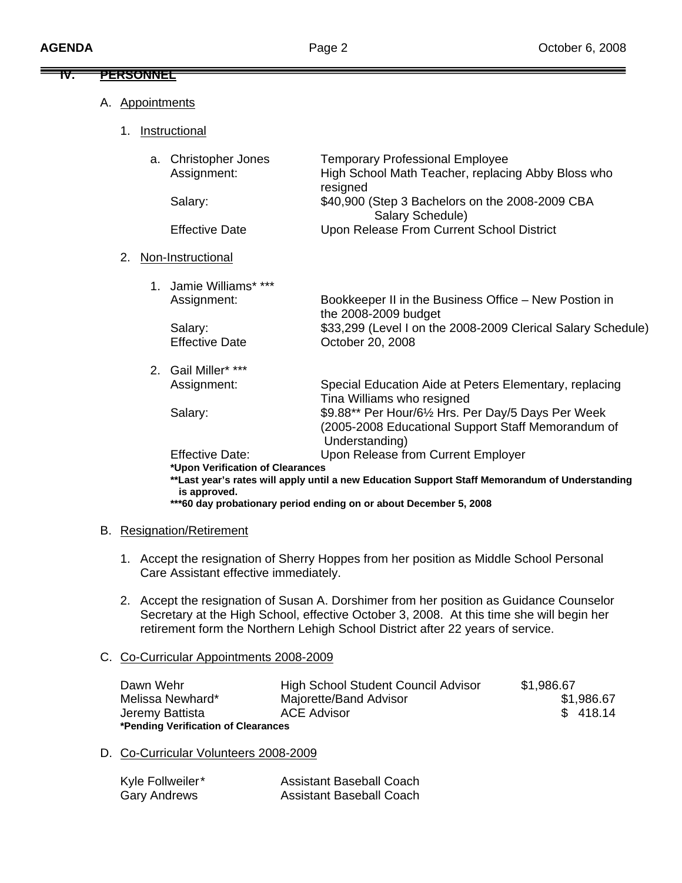## IV. PERSONNEL

A. Appointments

1. Instructional

a. Christopher Jones — Temporary Professional Employee

| | |
|---|---|
| Assignment: | High School Math Teacher, replacing Abby Bloss who resigned |
| Salary: | $40,900 (Step 3 Bachelors on the 2008-2009 CBA Salary Schedule) |
| Effective Date | Upon Release From Current School District |

2. Non-Instructional

1. Jamie Williams* ***

| | |
|---|---|
| Assignment: | Bookkeeper II in the Business Office – New Postion in the 2008-2009 budget |
| Salary: | $33,299 (Level I on the 2008-2009 Clerical Salary Schedule) |
| Effective Date | October 20, 2008 |

2. Gail Miller* ***

| | |
|---|---|
| Assignment: | Special Education Aide at Peters Elementary, replacing Tina Williams who resigned |
| Salary: | $9.88** Per Hour/6½ Hrs. Per Day/5 Days Per Week (2005-2008 Educational Support Staff Memorandum of Understanding) |
| Effective Date: | Upon Release from Current Employer |

**\*Upon Verification of Clearances**
**\*\*Last year's rates will apply until a new Education Support Staff Memorandum of Understanding is approved.**
**\*\*\*60 day probationary period ending on or about December 5, 2008**

B. Resignation/Retirement

1. Accept the resignation of Sherry Hoppes from her position as Middle School Personal Care Assistant effective immediately.

2. Accept the resignation of Susan A. Dorshimer from her position as Guidance Counselor Secretary at the High School, effective October 3, 2008. At this time she will begin her retirement form the Northern Lehigh School District after 22 years of service.

C. Co-Curricular Appointments 2008-2009

| | | |
|---|---|---|
| Dawn Wehr | High School Student Council Advisor | $1,986.67 |
| Melissa Newhard* | Majorette/Band Advisor | $1,986.67 |
| Jeremy Battista | ACE Advisor | $ 418.14 |

**\*Pending Verification of Clearances**

D. Co-Curricular Volunteers 2008-2009

| | |
|---|---|
| Kyle Follweiler* | Assistant Baseball Coach |
| Gary Andrews | Assistant Baseball Coach |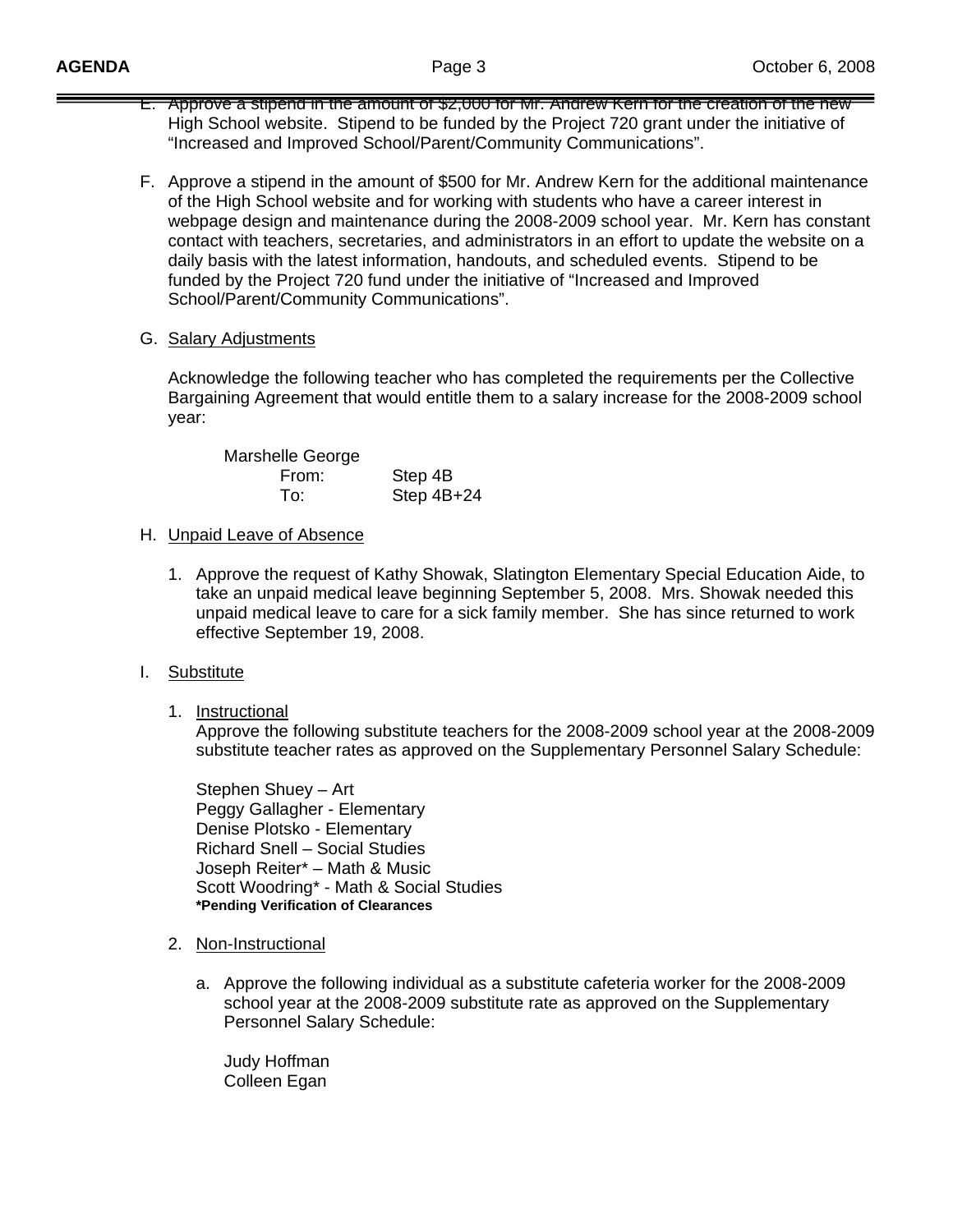E. Approve a stipend in the amount of $2,000 for Mr. Andrew Kern for the creation of the new High School website. Stipend to be funded by the Project 720 grant under the initiative of "Increased and Improved School/Parent/Community Communications".

F. Approve a stipend in the amount of $500 for Mr. Andrew Kern for the additional maintenance of the High School website and for working with students who have a career interest in webpage design and maintenance during the 2008-2009 school year. Mr. Kern has constant contact with teachers, secretaries, and administrators in an effort to update the website on a daily basis with the latest information, handouts, and scheduled events. Stipend to be funded by the Project 720 fund under the initiative of "Increased and Improved School/Parent/Community Communications".

G. Salary Adjustments

Acknowledge the following teacher who has completed the requirements per the Collective Bargaining Agreement that would entitle them to a salary increase for the 2008-2009 school year:

Marshelle George
From: Step 4B
To: Step 4B+24

H. Unpaid Leave of Absence

1. Approve the request of Kathy Showak, Slatington Elementary Special Education Aide, to take an unpaid medical leave beginning September 5, 2008. Mrs. Showak needed this unpaid medical leave to care for a sick family member. She has since returned to work effective September 19, 2008.

I. Substitute

1. Instructional

   Approve the following substitute teachers for the 2008-2009 school year at the 2008-2009 substitute teacher rates as approved on the Supplementary Personnel Salary Schedule:

   Stephen Shuey – Art
   Peggy Gallagher - Elementary
   Denise Plotsko - Elementary
   Richard Snell – Social Studies
   Joseph Reiter* – Math & Music
   Scott Woodring* - Math & Social Studies
   **\*Pending Verification of Clearances**

2. Non-Instructional

   a. Approve the following individual as a substitute cafeteria worker for the 2008-2009 school year at the 2008-2009 substitute rate as approved on the Supplementary Personnel Salary Schedule:

   Judy Hoffman
   Colleen Egan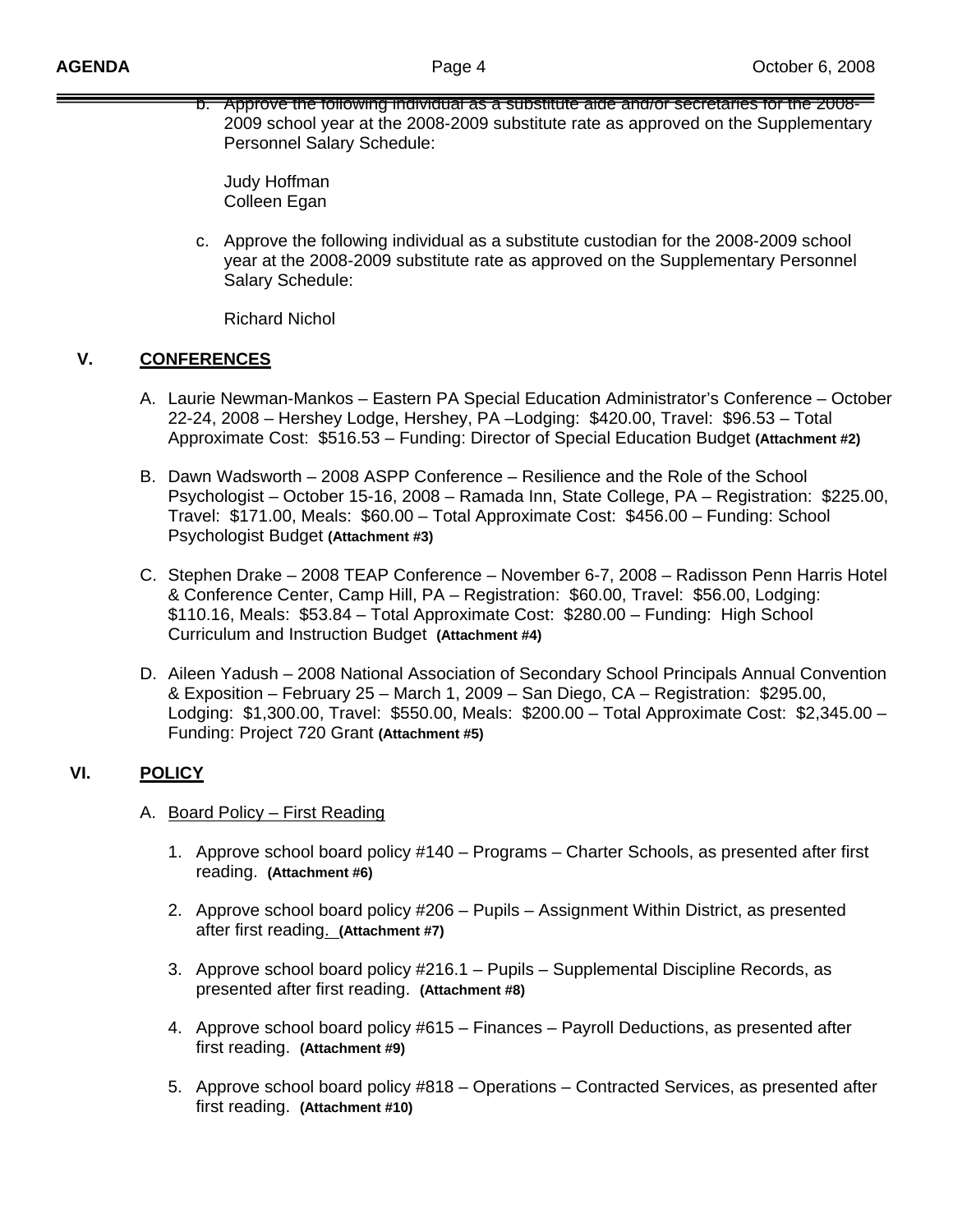b. Approve the following individual as a substitute aide and/or secretaries for the 2008-2009 school year at the 2008-2009 substitute rate as approved on the Supplementary Personnel Salary Schedule:

Judy Hoffman
Colleen Egan

c. Approve the following individual as a substitute custodian for the 2008-2009 school year at the 2008-2009 substitute rate as approved on the Supplementary Personnel Salary Schedule:

Richard Nichol

## V. CONFERENCES

A. Laurie Newman-Mankos – Eastern PA Special Education Administrator's Conference – October 22-24, 2008 – Hershey Lodge, Hershey, PA –Lodging: $420.00, Travel: $96.53 – Total Approximate Cost: $516.53 – Funding: Director of Special Education Budget **(Attachment #2)**

B. Dawn Wadsworth – 2008 ASPP Conference – Resilience and the Role of the School Psychologist – October 15-16, 2008 – Ramada Inn, State College, PA – Registration: $225.00, Travel: $171.00, Meals: $60.00 – Total Approximate Cost: $456.00 – Funding: School Psychologist Budget **(Attachment #3)**

C. Stephen Drake – 2008 TEAP Conference – November 6-7, 2008 – Radisson Penn Harris Hotel & Conference Center, Camp Hill, PA – Registration: $60.00, Travel: $56.00, Lodging: $110.16, Meals: $53.84 – Total Approximate Cost: $280.00 – Funding: High School Curriculum and Instruction Budget **(Attachment #4)**

D. Aileen Yadush – 2008 National Association of Secondary School Principals Annual Convention & Exposition – February 25 – March 1, 2009 – San Diego, CA – Registration: $295.00, Lodging: $1,300.00, Travel: $550.00, Meals: $200.00 – Total Approximate Cost: $2,345.00 – Funding: Project 720 Grant **(Attachment #5)**

## VI. POLICY

A. Board Policy – First Reading

1. Approve school board policy #140 – Programs – Charter Schools, as presented after first reading. **(Attachment #6)**

2. Approve school board policy #206 – Pupils – Assignment Within District, as presented after first reading. **(Attachment #7)**

3. Approve school board policy #216.1 – Pupils – Supplemental Discipline Records, as presented after first reading. **(Attachment #8)**

4. Approve school board policy #615 – Finances – Payroll Deductions, as presented after first reading. **(Attachment #9)**

5. Approve school board policy #818 – Operations – Contracted Services, as presented after first reading. **(Attachment #10)**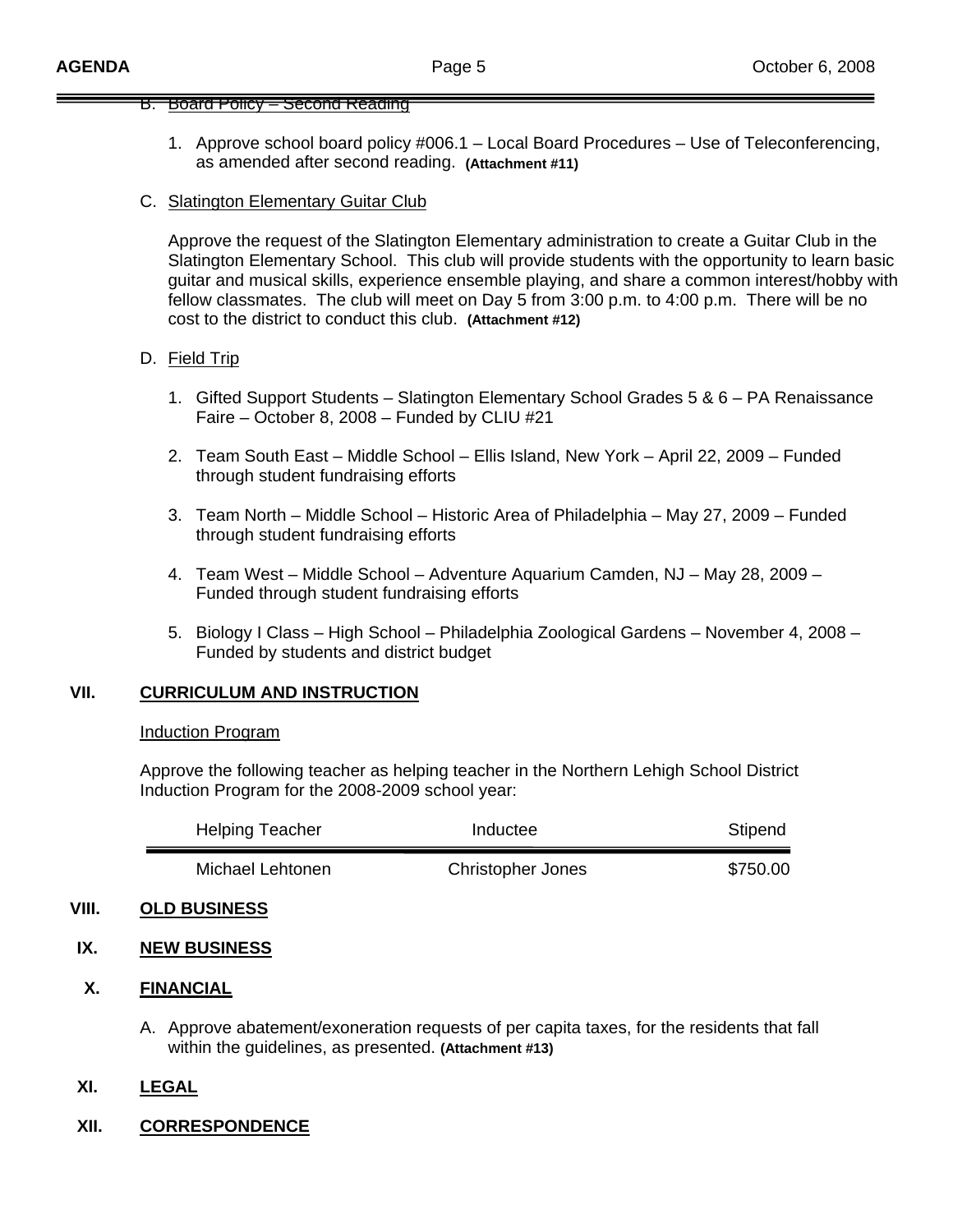B. Board Policy – Second Reading

1. Approve school board policy #006.1 – Local Board Procedures – Use of Teleconferencing, as amended after second reading. **(Attachment #11)**

C. Slatington Elementary Guitar Club

Approve the request of the Slatington Elementary administration to create a Guitar Club in the Slatington Elementary School. This club will provide students with the opportunity to learn basic guitar and musical skills, experience ensemble playing, and share a common interest/hobby with fellow classmates. The club will meet on Day 5 from 3:00 p.m. to 4:00 p.m. There will be no cost to the district to conduct this club. **(Attachment #12)**

D. Field Trip

1. Gifted Support Students – Slatington Elementary School Grades 5 & 6 – PA Renaissance Faire – October 8, 2008 – Funded by CLIU #21
2. Team South East – Middle School – Ellis Island, New York – April 22, 2009 – Funded through student fundraising efforts
3. Team North – Middle School – Historic Area of Philadelphia – May 27, 2009 – Funded through student fundraising efforts
4. Team West – Middle School – Adventure Aquarium Camden, NJ – May 28, 2009 – Funded through student fundraising efforts
5. Biology I Class – High School – Philadelphia Zoological Gardens – November 4, 2008 – Funded by students and district budget

## VII. CURRICULUM AND INSTRUCTION

Induction Program

Approve the following teacher as helping teacher in the Northern Lehigh School District Induction Program for the 2008-2009 school year:

| Helping Teacher | Inductee | Stipend |
|---|---|---|
| Michael Lehtonen | Christopher Jones | $750.00 |

## VIII. OLD BUSINESS

## IX. NEW BUSINESS

## X. FINANCIAL

A. Approve abatement/exoneration requests of per capita taxes, for the residents that fall within the guidelines, as presented. **(Attachment #13)**

## XI. LEGAL

## XII. CORRESPONDENCE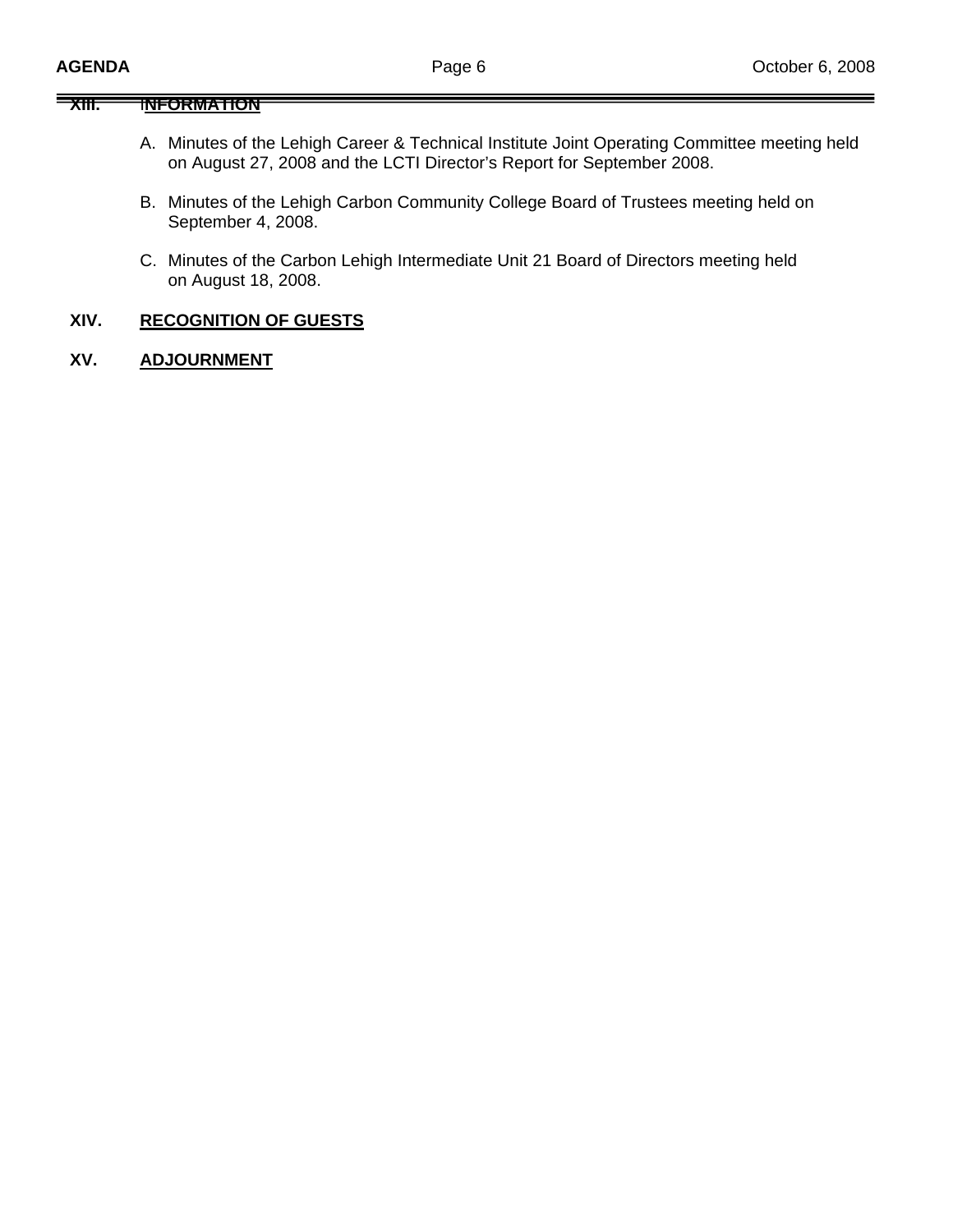## XIII. INFORMATION

A. Minutes of the Lehigh Career & Technical Institute Joint Operating Committee meeting held on August 27, 2008 and the LCTI Director's Report for September 2008.

B. Minutes of the Lehigh Carbon Community College Board of Trustees meeting held on September 4, 2008.

C. Minutes of the Carbon Lehigh Intermediate Unit 21 Board of Directors meeting held on August 18, 2008.

## XIV. RECOGNITION OF GUESTS

## XV. ADJOURNMENT